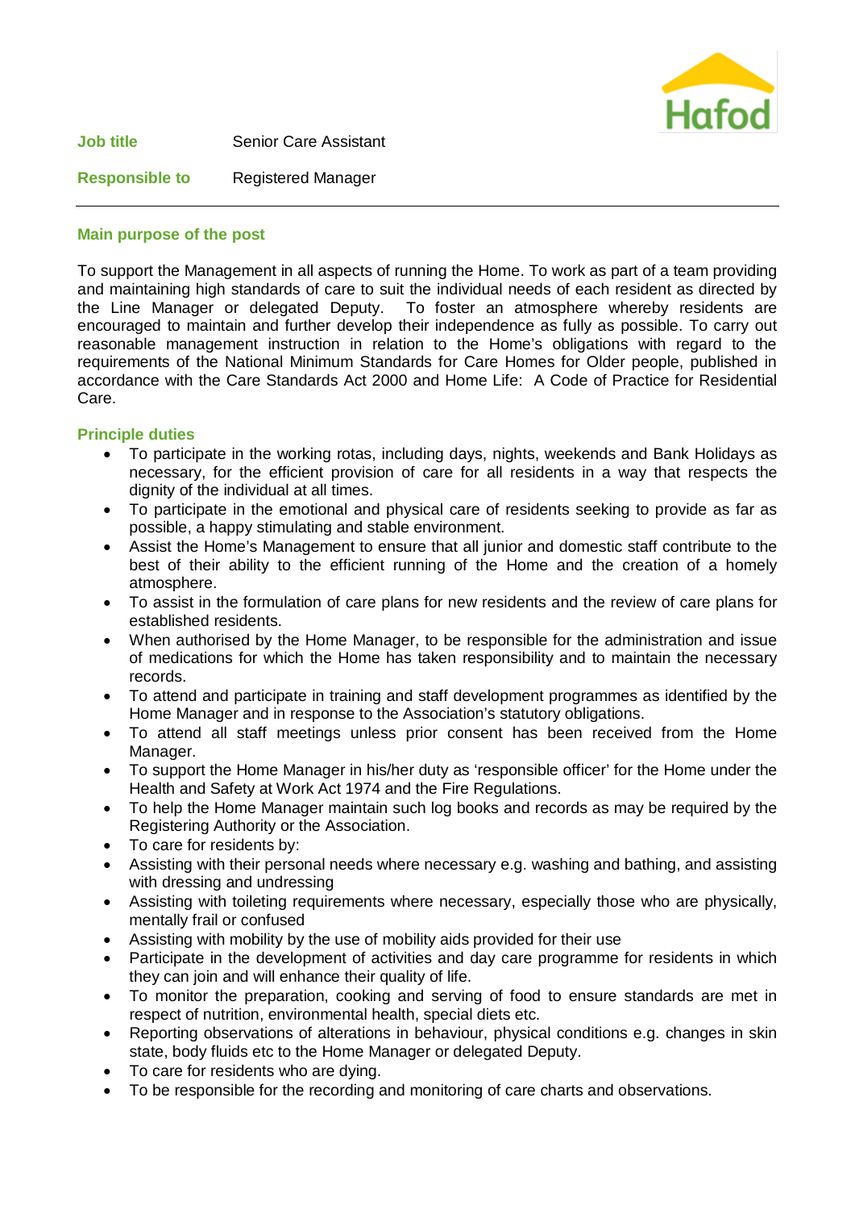Hafod

**Job title** Senior Care Assistant

**Responsible to** Registered Manager

---

## Main purpose of the post

To support the Management in all aspects of running the Home. To work as part of a team providing and maintaining high standards of care to suit the individual needs of each resident as directed by the Line Manager or delegated Deputy. To foster an atmosphere whereby residents are encouraged to maintain and further develop their independence as fully as possible. To carry out reasonable management instruction in relation to the Home's obligations with regard to the requirements of the National Minimum Standards for Care Homes for Older people, published in accordance with the Care Standards Act 2000 and Home Life: A Code of Practice for Residential Care.

## Principle duties

- To participate in the working rotas, including days, nights, weekends and Bank Holidays as necessary, for the efficient provision of care for all residents in a way that respects the dignity of the individual at all times.
- To participate in the emotional and physical care of residents seeking to provide as far as possible, a happy stimulating and stable environment.
- Assist the Home's Management to ensure that all junior and domestic staff contribute to the best of their ability to the efficient running of the Home and the creation of a homely atmosphere.
- To assist in the formulation of care plans for new residents and the review of care plans for established residents.
- When authorised by the Home Manager, to be responsible for the administration and issue of medications for which the Home has taken responsibility and to maintain the necessary records.
- To attend and participate in training and staff development programmes as identified by the Home Manager and in response to the Association's statutory obligations.
- To attend all staff meetings unless prior consent has been received from the Home Manager.
- To support the Home Manager in his/her duty as 'responsible officer' for the Home under the Health and Safety at Work Act 1974 and the Fire Regulations.
- To help the Home Manager maintain such log books and records as may be required by the Registering Authority or the Association.
- To care for residents by:
- Assisting with their personal needs where necessary e.g. washing and bathing, and assisting with dressing and undressing
- Assisting with toileting requirements where necessary, especially those who are physically, mentally frail or confused
- Assisting with mobility by the use of mobility aids provided for their use
- Participate in the development of activities and day care programme for residents in which they can join and will enhance their quality of life.
- To monitor the preparation, cooking and serving of food to ensure standards are met in respect of nutrition, environmental health, special diets etc.
- Reporting observations of alterations in behaviour, physical conditions e.g. changes in skin state, body fluids etc to the Home Manager or delegated Deputy.
- To care for residents who are dying.
- To be responsible for the recording and monitoring of care charts and observations.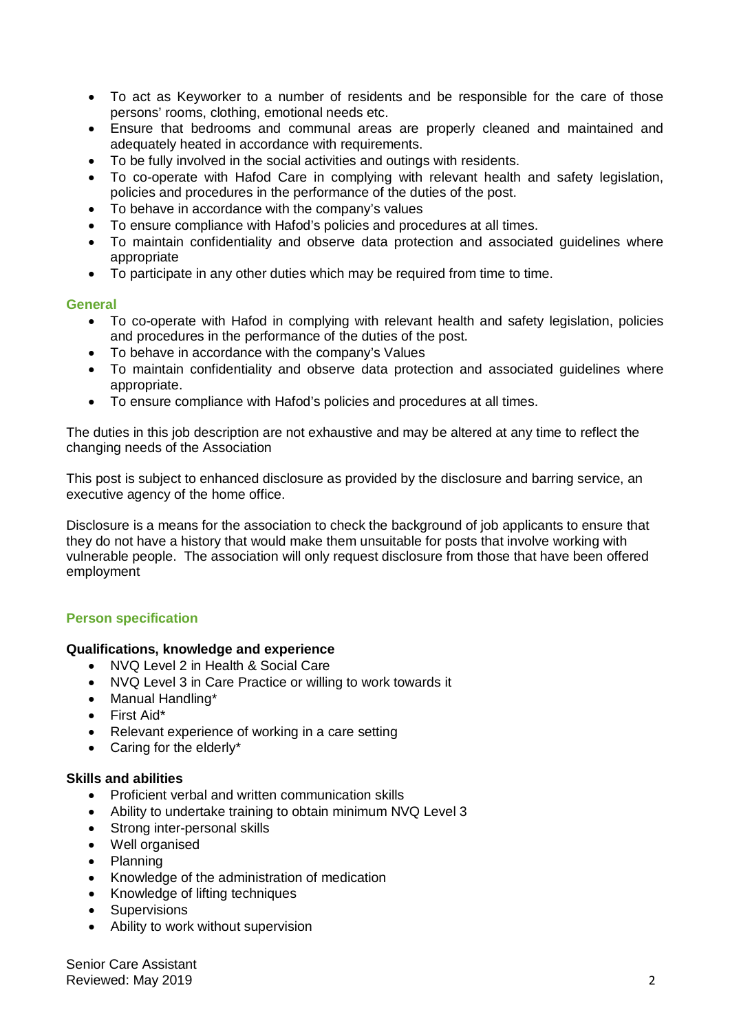- To act as Keyworker to a number of residents and be responsible for the care of those persons' rooms, clothing, emotional needs etc.
- Ensure that bedrooms and communal areas are properly cleaned and maintained and adequately heated in accordance with requirements.
- To be fully involved in the social activities and outings with residents.
- To co-operate with Hafod Care in complying with relevant health and safety legislation, policies and procedures in the performance of the duties of the post.
- To behave in accordance with the company's values
- To ensure compliance with Hafod's policies and procedures at all times.
- To maintain confidentiality and observe data protection and associated guidelines where appropriate
- To participate in any other duties which may be required from time to time.

### General

- To co-operate with Hafod in complying with relevant health and safety legislation, policies and procedures in the performance of the duties of the post.
- To behave in accordance with the company's Values
- To maintain confidentiality and observe data protection and associated guidelines where appropriate.
- To ensure compliance with Hafod's policies and procedures at all times.

The duties in this job description are not exhaustive and may be altered at any time to reflect the changing needs of the Association

This post is subject to enhanced disclosure as provided by the disclosure and barring service, an executive agency of the home office.

Disclosure is a means for the association to check the background of job applicants to ensure that they do not have a history that would make them unsuitable for posts that involve working with vulnerable people. The association will only request disclosure from those that have been offered employment

## Person specification

**Qualifications, knowledge and experience**

- NVQ Level 2 in Health & Social Care
- NVQ Level 3 in Care Practice or willing to work towards it
- Manual Handling*
- First Aid*
- Relevant experience of working in a care setting
- Caring for the elderly*

**Skills and abilities**

- Proficient verbal and written communication skills
- Ability to undertake training to obtain minimum NVQ Level 3
- Strong inter-personal skills
- Well organised
- Planning
- Knowledge of the administration of medication
- Knowledge of lifting techniques
- Supervisions
- Ability to work without supervision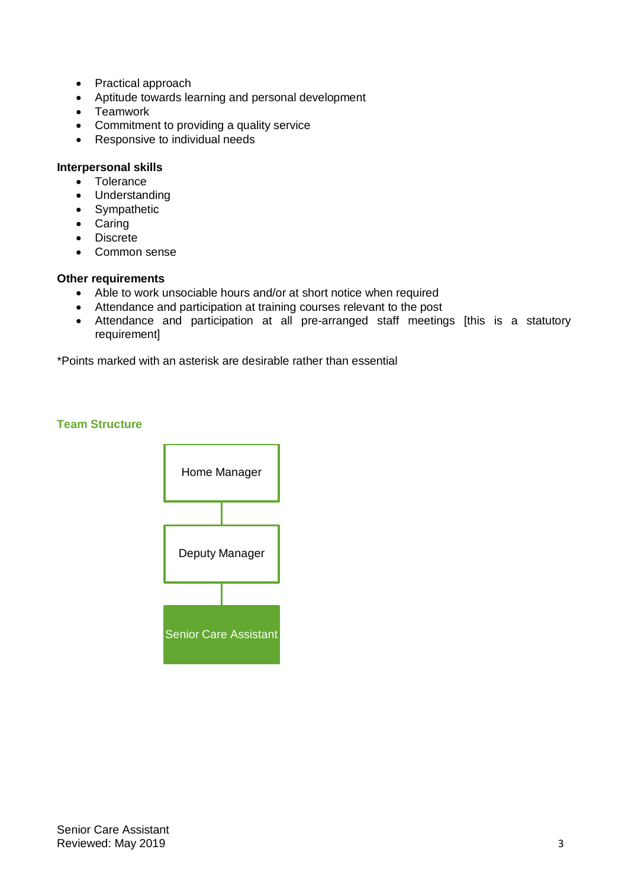- Practical approach
- Aptitude towards learning and personal development
- Teamwork
- Commitment to providing a quality service
- Responsive to individual needs

**Interpersonal skills**
- Tolerance
- Understanding
- Sympathetic
- Caring
- Discrete
- Common sense

**Other requirements**
- Able to work unsociable hours and/or at short notice when required
- Attendance and participation at training courses relevant to the post
- Attendance and participation at all pre-arranged staff meetings [this is a statutory requirement]

*Points marked with an asterisk are desirable rather than essential

## Team Structure

Home Manager

Deputy Manager

Senior Care Assistant